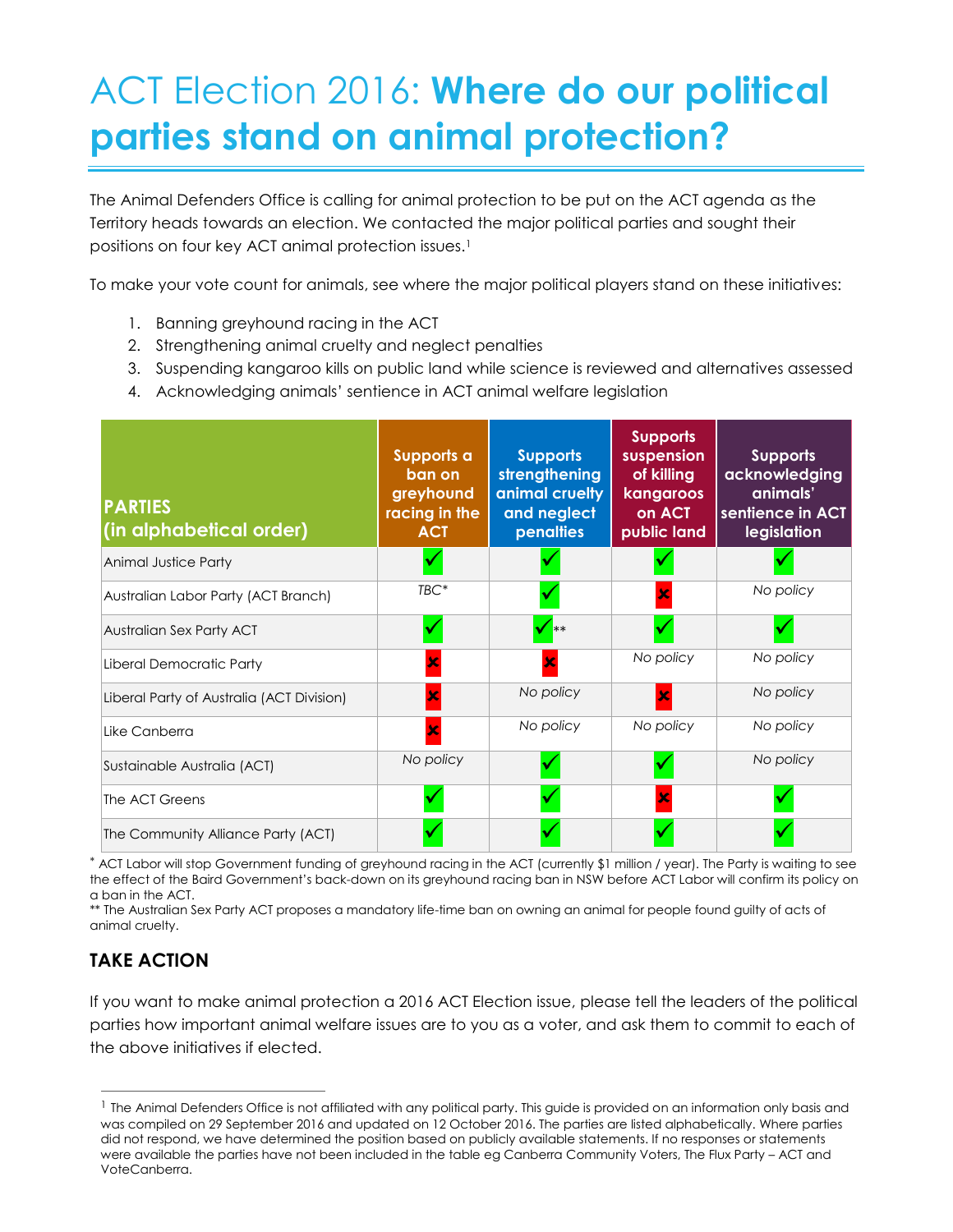# ACT Election 2016: **Where do our political parties stand on animal protection?**

The Animal Defenders Office is calling for animal protection to be put on the ACT agenda as the Territory heads towards an election. We contacted the major political parties and sought their positions on four key ACT animal protection issues.[1]

To make your vote count for animals, see where the major political players stand on these initiatives:

1. Banning greyhound racing in the ACT
2. Strengthening animal cruelty and neglect penalties
3. Suspending kangaroo kills on public land while science is reviewed and alternatives assessed
4. Acknowledging animals' sentience in ACT animal welfare legislation

| PARTIES (in alphabetical order) | Supports a ban on greyhound racing in the ACT | Supports strengthening animal cruelty and neglect penalties | Supports suspension of killing kangaroos on ACT public land | Supports acknowledging animals' sentience in ACT legislation |
|---|---|---|---|---|
| Animal Justice Party | ✓ | ✓ | ✓ | ✓ |
| Australian Labor Party (ACT Branch) | *TBC** | ✓ | ✗ | *No policy* |
| Australian Sex Party ACT | ✓ | ✓** | ✓ | ✓ |
| Liberal Democratic Party | ✗ | ✗ | *No policy* | *No policy* |
| Liberal Party of Australia (ACT Division) | ✗ | *No policy* | ✗ | *No policy* |
| Like Canberra | ✗ | *No policy* | *No policy* | *No policy* |
| Sustainable Australia (ACT) | *No policy* | ✓ | ✓ | *No policy* |
| The ACT Greens | ✓ | ✓ | ✗ | ✓ |
| The Community Alliance Party (ACT) | ✓ | ✓ | ✓ | ✓ |

* ACT Labor will stop Government funding of greyhound racing in the ACT (currently $1 million / year). The Party is waiting to see the effect of the Baird Government's back-down on its greyhound racing ban in NSW before ACT Labor will confirm its policy on a ban in the ACT.

** The Australian Sex Party ACT proposes a mandatory life-time ban on owning an animal for people found guilty of acts of animal cruelty.

## TAKE ACTION

If you want to make animal protection a 2016 ACT Election issue, please tell the leaders of the political parties how important animal welfare issues are to you as a voter, and ask them to commit to each of the above initiatives if elected.

[1] The Animal Defenders Office is not affiliated with any political party. This guide is provided on an information only basis and was compiled on 29 September 2016 and updated on 12 October 2016. The parties are listed alphabetically. Where parties did not respond, we have determined the position based on publicly available statements. If no responses or statements were available the parties have not been included in the table eg Canberra Community Voters, The Flux Party – ACT and VoteCanberra.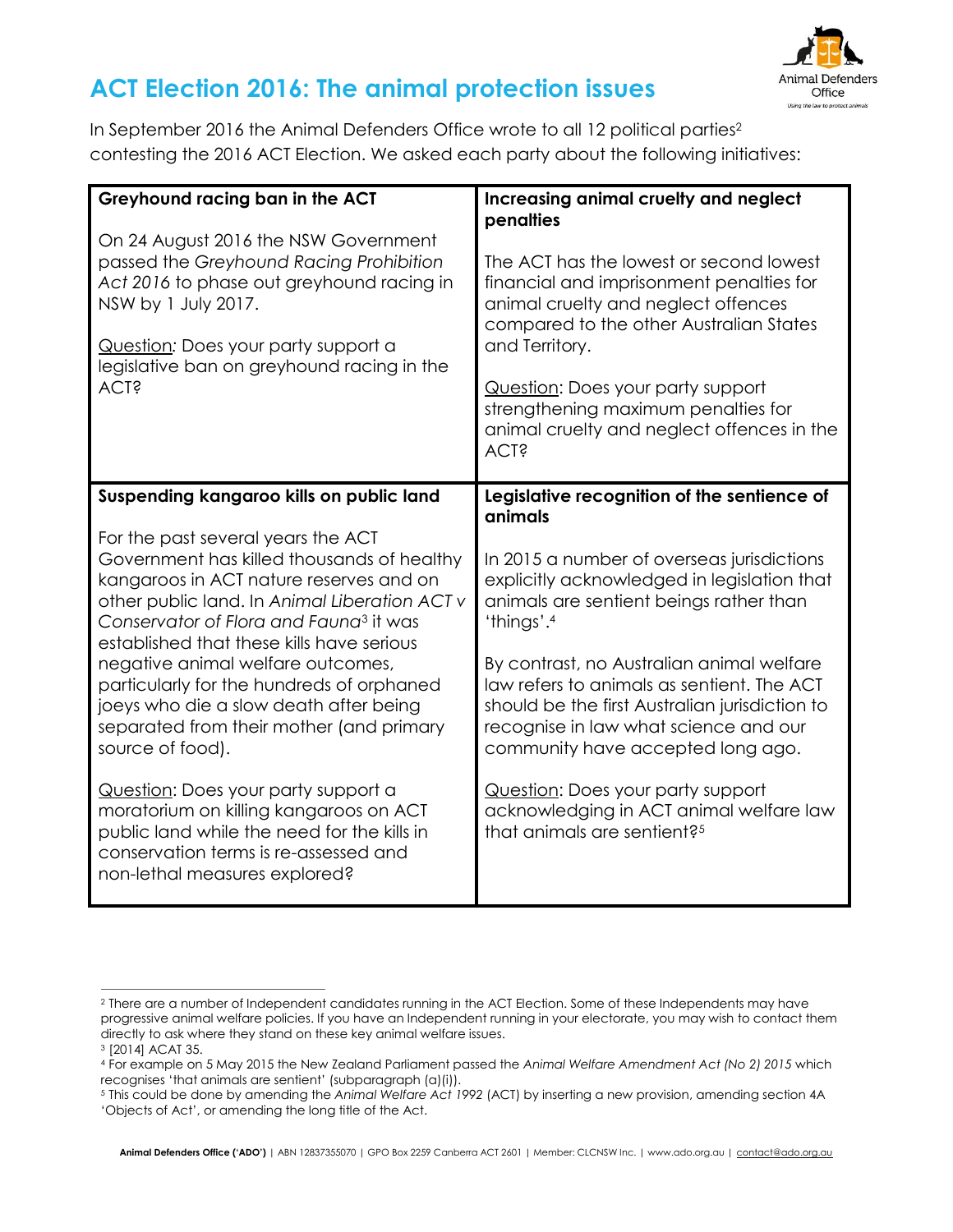# ACT Election 2016: The animal protection issues

In September 2016 the Animal Defenders Office wrote to all 12 political parties[2] contesting the 2016 ACT Election. We asked each party about the following initiatives:

| | |
|---|---|
| **Greyhound racing ban in the ACT**<br><br>On 24 August 2016 the NSW Government passed the *Greyhound Racing Prohibition Act 2016* to phase out greyhound racing in NSW by 1 July 2017.<br><br><u>Question</u>*:* Does your party support a legislative ban on greyhound racing in the ACT? | **Increasing animal cruelty and neglect penalties**<br><br>The ACT has the lowest or second lowest financial and imprisonment penalties for animal cruelty and neglect offences compared to the other Australian States and Territory.<br><br><u>Question</u>: Does your party support strengthening maximum penalties for animal cruelty and neglect offences in the ACT? |
| **Suspending kangaroo kills on public land**<br><br>For the past several years the ACT Government has killed thousands of healthy kangaroos in ACT nature reserves and on other public land. In *Animal Liberation ACT v Conservator of Flora and Fauna*[3] it was established that these kills have serious negative animal welfare outcomes, particularly for the hundreds of orphaned joeys who die a slow death after being separated from their mother (and primary source of food).<br><br><u>Question</u>: Does your party support a moratorium on killing kangaroos on ACT public land while the need for the kills in conservation terms is re-assessed and non-lethal measures explored? | **Legislative recognition of the sentience of animals**<br><br>In 2015 a number of overseas jurisdictions explicitly acknowledged in legislation that animals are sentient beings rather than 'things'.[4]<br><br>By contrast, no Australian animal welfare law refers to animals as sentient. The ACT should be the first Australian jurisdiction to recognise in law what science and our community have accepted long ago.<br><br><u>Question</u>: Does your party support acknowledging in ACT animal welfare law that animals are sentient?[5] |

---

[2] There are a number of Independent candidates running in the ACT Election. Some of these Independents may have progressive animal welfare policies. If you have an Independent running in your electorate, you may wish to contact them directly to ask where they stand on these key animal welfare issues.

[3] [2014] ACAT 35.

[4] For example on 5 May 2015 the New Zealand Parliament passed the *Animal Welfare Amendment Act (No 2) 2015* which recognises 'that animals are sentient' (subparagraph (a)(i)).

[5] This could be done by amending the *Animal Welfare Act 1992* (ACT) by inserting a new provision, amending section 4A 'Objects of Act', or amending the long title of the Act.

**Animal Defenders Office ('ADO')** | ABN 12837355070 | GPO Box 2259 Canberra ACT 2601 | Member: CLCNSW Inc. | www.ado.org.au | contact@ado.org.au